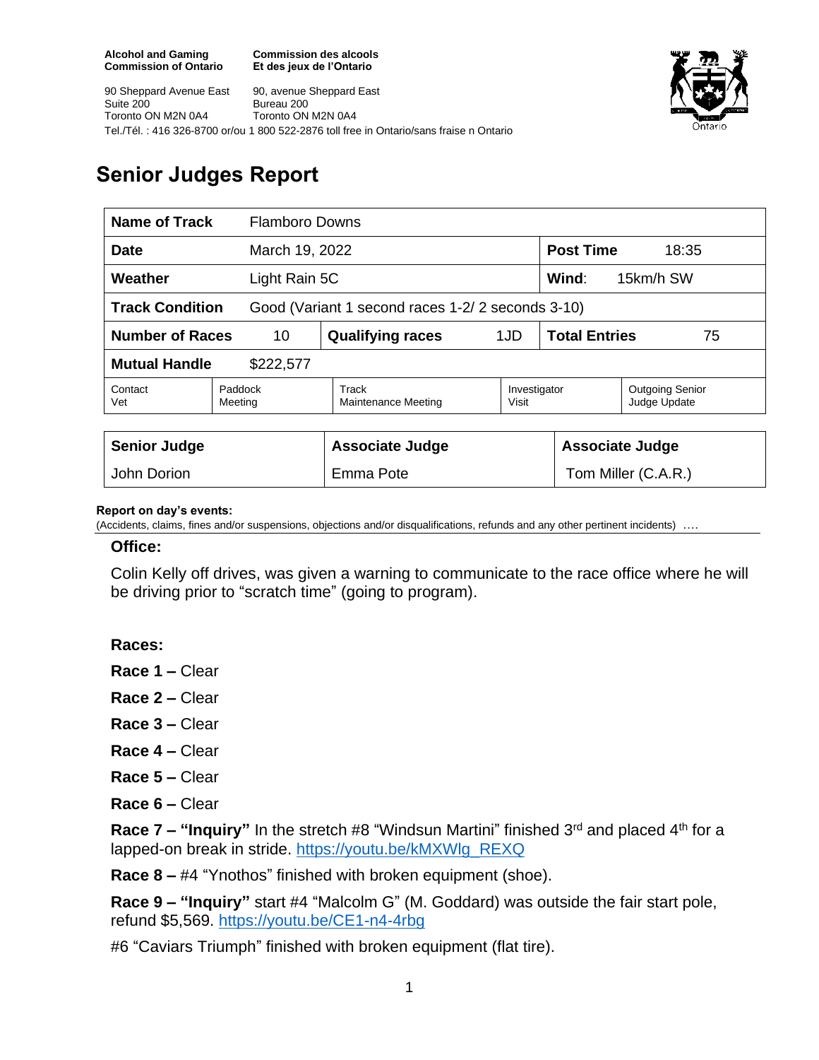**Alcohol and Gaming Commission of Ontario**
90 Sheppard Avenue East
Suite 200
Toronto ON M2N 0A4

**Commission des alcools Et des jeux de l'Ontario**
90, avenue Sheppard East
Bureau 200
Toronto ON M2N 0A4

Tel./Tél. : 416 326-8700 or/ou 1 800 522-2876 toll free in Ontario/sans fraise n Ontario

# Senior Judges Report

| **Name of Track** | Flamboro Downs | | | | |
|---|---|---|---|---|---|
| **Date** | March 19, 2022 | | | **Post Time** | 18:35 |
| **Weather** | Light Rain 5C | | | **Wind**: | 15km/h SW |
| **Track Condition** | Good (Variant 1 second races 1-2/ 2 seconds 3-10) | | | | |
| **Number of Races** | 10 | **Qualifying races** | 1JD | **Total Entries** | 75 |
| **Mutual Handle** | $222,577 | | | | |
| Contact Vet | Paddock Meeting | Track Maintenance Meeting | | Investigator Visit | Outgoing Senior Judge Update |

| **Senior Judge** | **Associate Judge** | **Associate Judge** |
|---|---|---|
| John Dorion | Emma Pote | Tom Miller (C.A.R.) |

**Report on day's events:**
(Accidents, claims, fines and/or suspensions, objections and/or disqualifications, refunds and any other pertinent incidents) ….

**Office:**

Colin Kelly off drives, was given a warning to communicate to the race office where he will be driving prior to "scratch time" (going to program).

**Races:**

**Race 1 –** Clear

**Race 2 –** Clear

**Race 3 –** Clear

**Race 4 –** Clear

**Race 5 –** Clear

**Race 6 –** Clear

**Race 7 – "Inquiry"** In the stretch #8 "Windsun Martini" finished 3rd and placed 4th for a lapped-on break in stride. https://youtu.be/kMXWlg_REXQ

**Race 8 –** #4 "Ynothos" finished with broken equipment (shoe).

**Race 9 – "Inquiry"** start #4 "Malcolm G" (M. Goddard) was outside the fair start pole, refund $5,569. https://youtu.be/CE1-n4-4rbg

#6 "Caviars Triumph" finished with broken equipment (flat tire).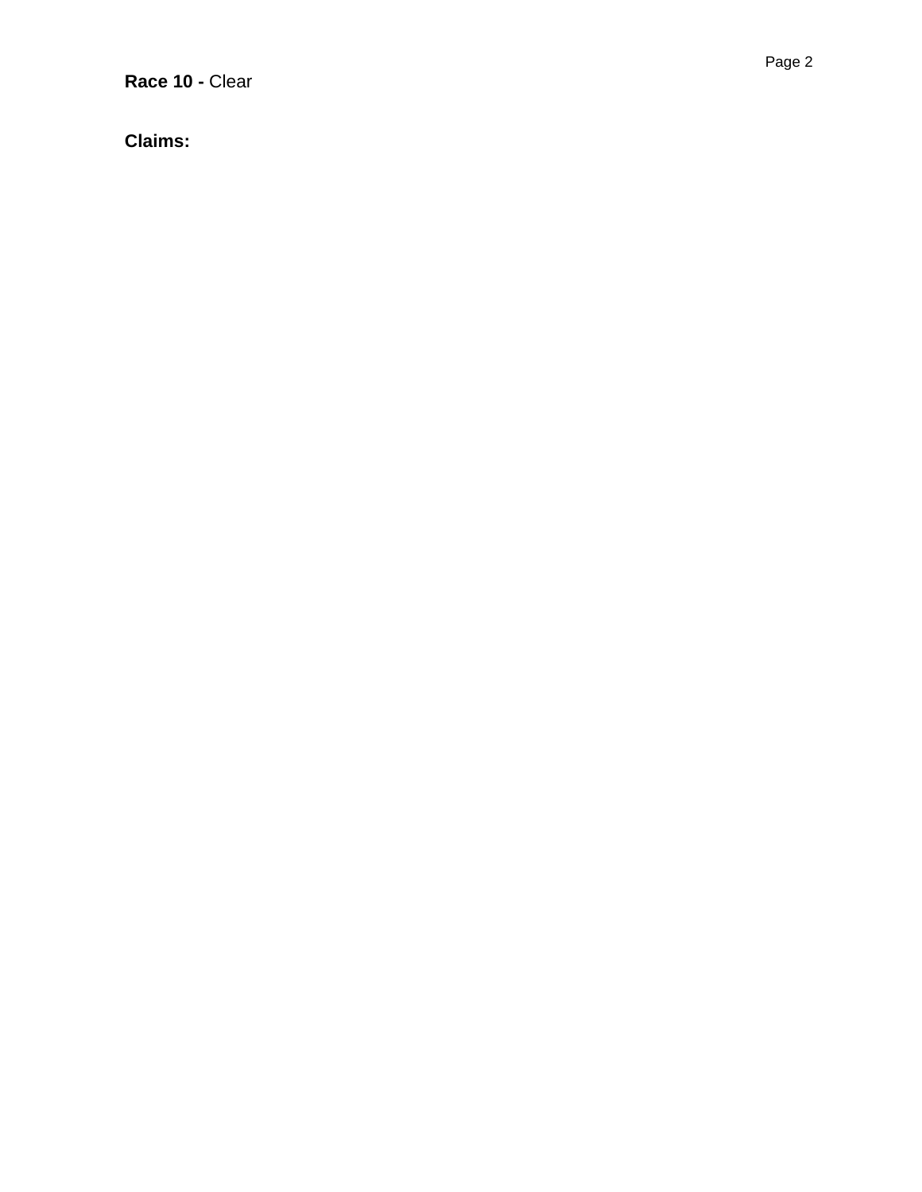**Race 10 -** Clear

**Claims:**